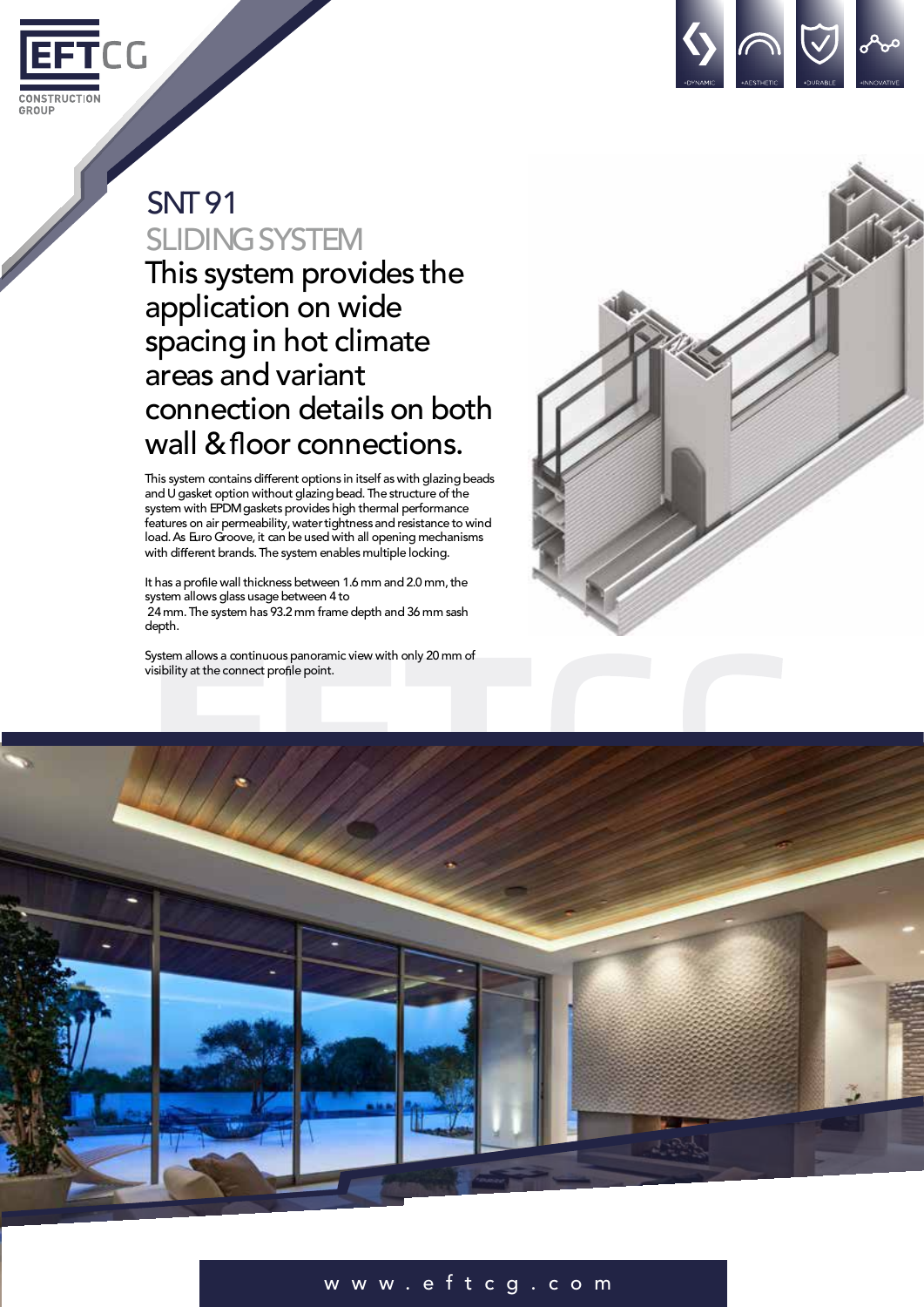# SNT 91

## SLIDING SYSTEM

### This system provides the application on wide spacing in hot climate areas and variant connection details on both wall & floor connections.

This system contains different options in itself as with glazing beads and U gasket option without glazing bead. The structure of the system with EPDM gaskets provides high thermal performance features on air permeability, water tightness and resistance to wind load. As Euro Groove, it can be used with all opening mechanisms with different brands. The system enables multiple locking.

It has a profile wall thickness between 1.6 mm and 2.0 mm, the system allows glass usage between 4 to 24 mm. The system has 93.2 mm frame depth and 36 mm sash depth.

System allows a continuous panoramic view with only 20 mm of visibility at the connect profile point.

www.eftcg.com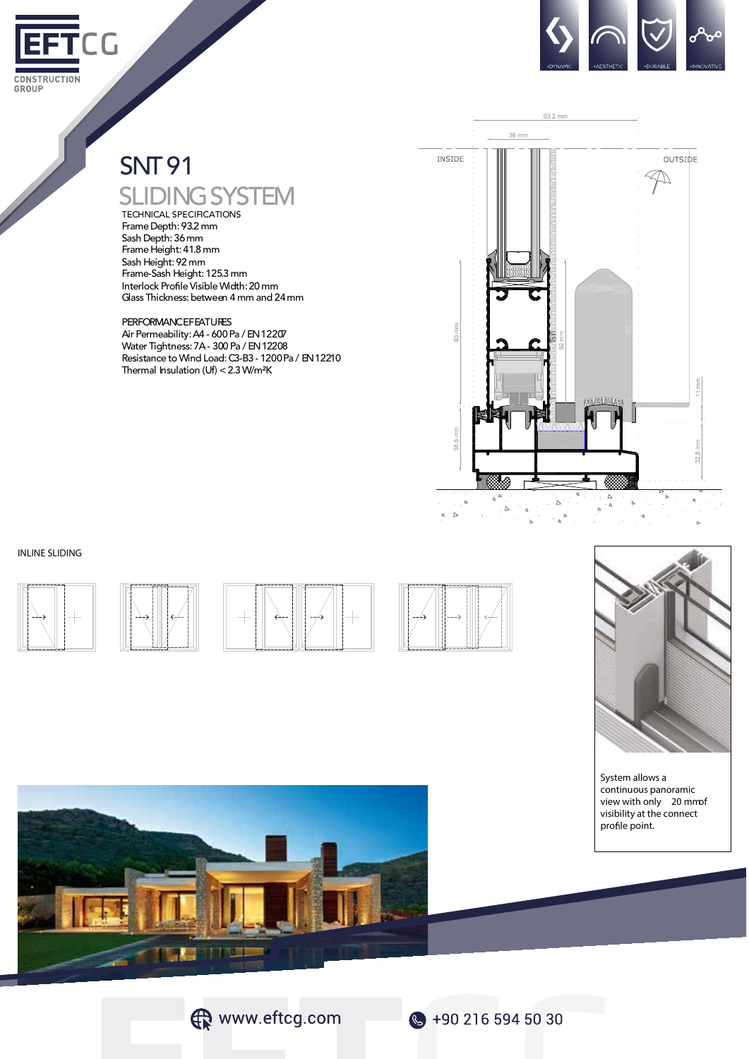# SNT 91

## SLIDING SYSTEM

TECHNICAL SPECIFICATIONS
Frame Depth: 93.2 mm
Sash Depth: 36 mm
Frame Height: 41.8 mm
Sash Height: 92 mm
Frame-Sash Height: 125.3 mm
Interlock Profile Visible Width: 20 mm
Glass Thickness: between 4 mm and 24 mm

PERFORMANCE FEATURES
Air Permeability: A4 - 600 Pa / EN 12207
Water Tightness: 7A - 300 Pa / EN 12208
Resistance to Wind Load: C3-B3 - 1200 Pa / EN 12210
Thermal Insulation (Uf) < 2.3 W/m²K

93.2 mm
36 mm
INSIDE
OUTSIDE
83 mm
92 mm
36.5 mm
11 mm
32.8 mm

INLINE SLIDING

System allows a continuous panoramic view with only 20 mm of visibility at the connect profile point.

www.eftcg.com

+90 216 594 50 30